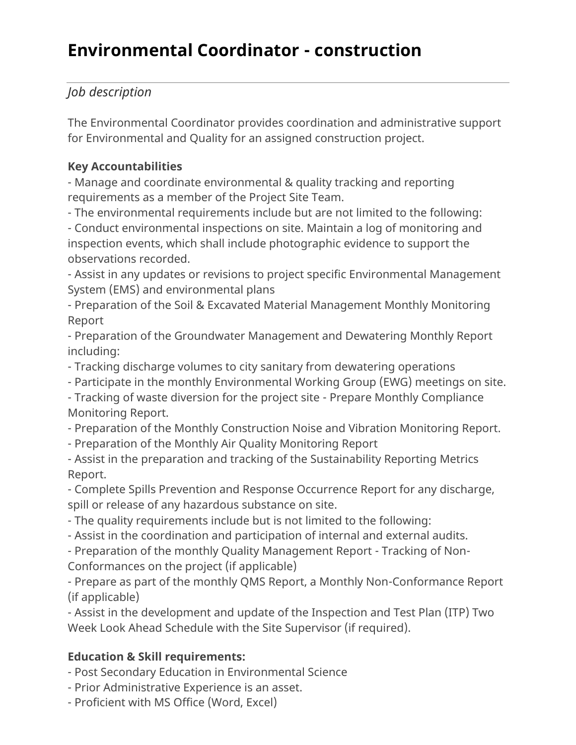# Environmental Coordinator - construction

---

*Job description*

The Environmental Coordinator provides coordination and administrative support for Environmental and Quality for an assigned construction project.

**Key Accountabilities**

- Manage and coordinate environmental & quality tracking and reporting requirements as a member of the Project Site Team.
- The environmental requirements include but are not limited to the following:
- Conduct environmental inspections on site. Maintain a log of monitoring and inspection events, which shall include photographic evidence to support the observations recorded.
- Assist in any updates or revisions to project specific Environmental Management System (EMS) and environmental plans
- Preparation of the Soil & Excavated Material Management Monthly Monitoring Report
- Preparation of the Groundwater Management and Dewatering Monthly Report including:
- Tracking discharge volumes to city sanitary from dewatering operations
- Participate in the monthly Environmental Working Group (EWG) meetings on site.
- Tracking of waste diversion for the project site - Prepare Monthly Compliance Monitoring Report.
- Preparation of the Monthly Construction Noise and Vibration Monitoring Report.
- Preparation of the Monthly Air Quality Monitoring Report
- Assist in the preparation and tracking of the Sustainability Reporting Metrics Report.
- Complete Spills Prevention and Response Occurrence Report for any discharge, spill or release of any hazardous substance on site.
- The quality requirements include but is not limited to the following:
- Assist in the coordination and participation of internal and external audits.
- Preparation of the monthly Quality Management Report - Tracking of Non-Conformances on the project (if applicable)
- Prepare as part of the monthly QMS Report, a Monthly Non-Conformance Report (if applicable)
- Assist in the development and update of the Inspection and Test Plan (ITP) Two Week Look Ahead Schedule with the Site Supervisor (if required).

**Education & Skill requirements:**

- Post Secondary Education in Environmental Science
- Prior Administrative Experience is an asset.
- Proficient with MS Office (Word, Excel)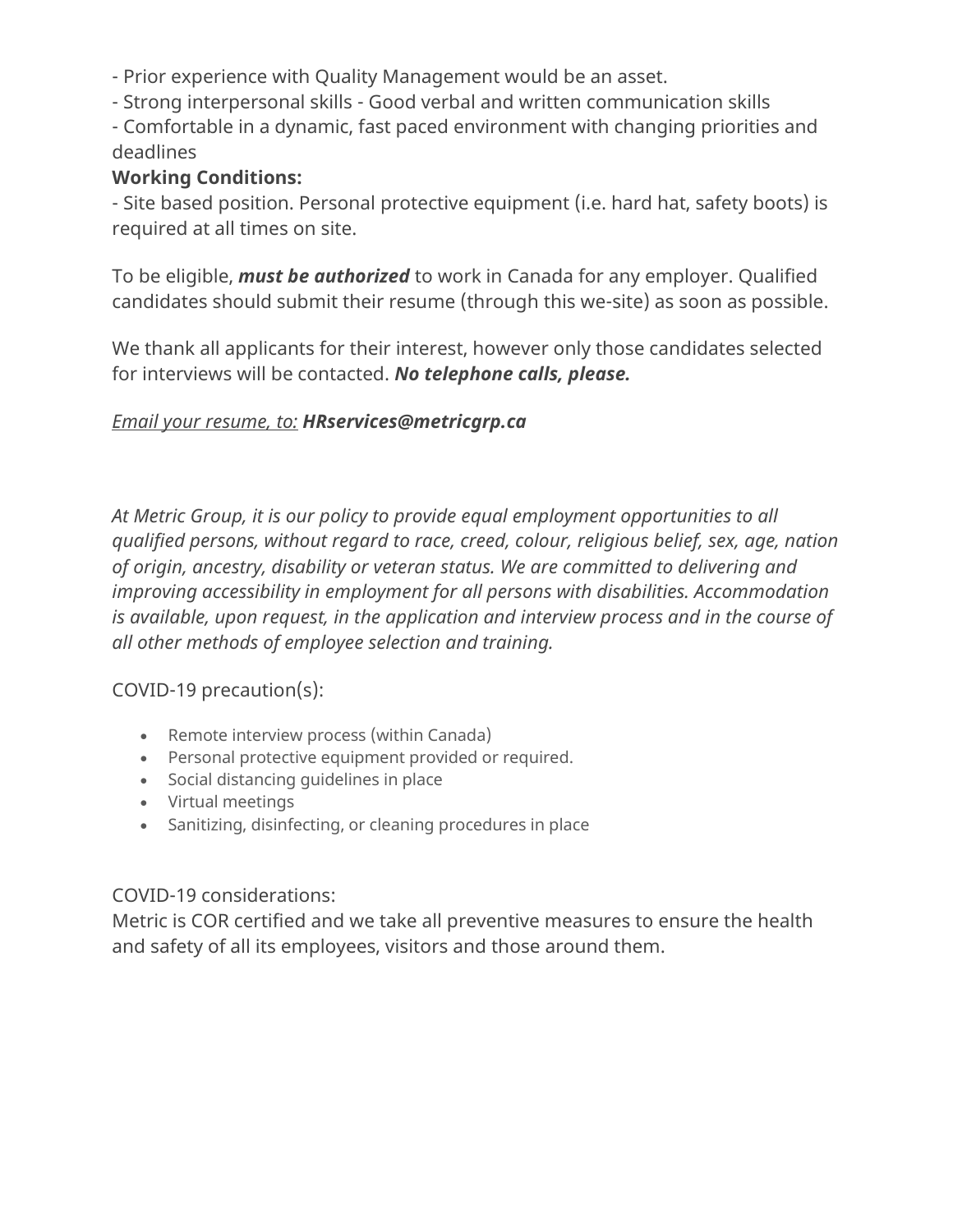- Prior experience with Quality Management would be an asset.
- Strong interpersonal skills - Good verbal and written communication skills
- Comfortable in a dynamic, fast paced environment with changing priorities and deadlines

**Working Conditions:**

- Site based position. Personal protective equipment (i.e. hard hat, safety boots) is required at all times on site.

To be eligible, ***must be authorized*** to work in Canada for any employer. Qualified candidates should submit their resume (through this we-site) as soon as possible.

We thank all applicants for their interest, however only those candidates selected for interviews will be contacted. ***No telephone calls, please.***

<u>*Email your resume, to:*</u> ***HRservices@metricgrp.ca***

*At Metric Group, it is our policy to provide equal employment opportunities to all qualified persons, without regard to race, creed, colour, religious belief, sex, age, nation of origin, ancestry, disability or veteran status. We are committed to delivering and improving accessibility in employment for all persons with disabilities. Accommodation is available, upon request, in the application and interview process and in the course of all other methods of employee selection and training.*

COVID-19 precaution(s):

- Remote interview process (within Canada)
- Personal protective equipment provided or required.
- Social distancing guidelines in place
- Virtual meetings
- Sanitizing, disinfecting, or cleaning procedures in place

COVID-19 considerations:
Metric is COR certified and we take all preventive measures to ensure the health and safety of all its employees, visitors and those around them.